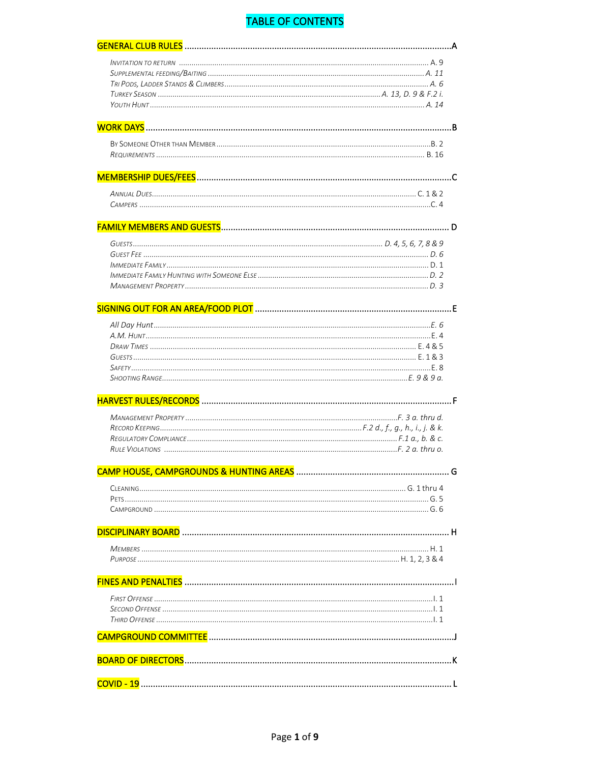# TABLE OF CONTENTS

**GENERAL CLUB RULES** .......... A

- *Invitation to Return* .......... A. 9
- *Supplemental Feeding/Baiting* .......... *A. 11*
- *Tri Pods, Ladder Stands & Climbers* .......... *A. 6*
- *Turkey Season* .......... *A. 13, D. 9 & F.2 i.*
- *Youth Hunt* .......... *A. 14*

**WORK DAYS** .......... B

- By Someone Other than Member .......... B. 2
- *Requirements* .......... B. 16

**MEMBERSHIP DUES/FEES** .......... C

- *Annual Dues* .......... C. 1 & 2
- *Campers* .......... C. 4

**FAMILY MEMBERS AND GUESTS** .......... D

- *Guests* .......... *D. 4, 5, 6, 7, 8 & 9*
- *Guest Fee* .......... *D. 6*
- *Immediate Family* .......... D. 1
- *Immediate Family Hunting with Someone Else* .......... *D. 2*
- *Management Property* .......... *D. 3*

**SIGNING OUT FOR AN AREA/FOOD PLOT** .......... E

- *All Day Hunt* .......... *E. 6*
- *A.M. Hunt* .......... E. 4
- *Draw Times* .......... E. 4 & 5
- *Guests* .......... E. 1 & 3
- *Safety* .......... E. 8
- *Shooting Range* .......... *E. 9 & 9 a.*

**HARVEST RULES/RECORDS** .......... F

- *Management Property* .......... *F. 3 a. thru d.*
- *Record Keeping* .......... *F.2 d., f., g., h., i., j. & k.*
- *Regulatory Compliance* .......... *F.1 a., b. & c.*
- *Rule Violations* .......... *F. 2 a. thru o.*

**CAMP HOUSE, CAMPGROUNDS & HUNTING AREAS** .......... G

- Cleaning .......... G. 1 thru 4
- Pets .......... G. 5
- Campground .......... G. 6

**DISCIPLINARY BOARD** .......... H

- *Members* .......... H. 1
- *Purpose* .......... H. 1, 2, 3 & 4

**FINES AND PENALTIES** .......... I

- *First Offense* .......... I. 1
- *Second Offense* .......... I. 1
- *Third Offense* .......... I. 1

**CAMPGROUND COMMITTEE** .......... J

**BOARD OF DIRECTORS** .......... K

**COVID - 19** .......... L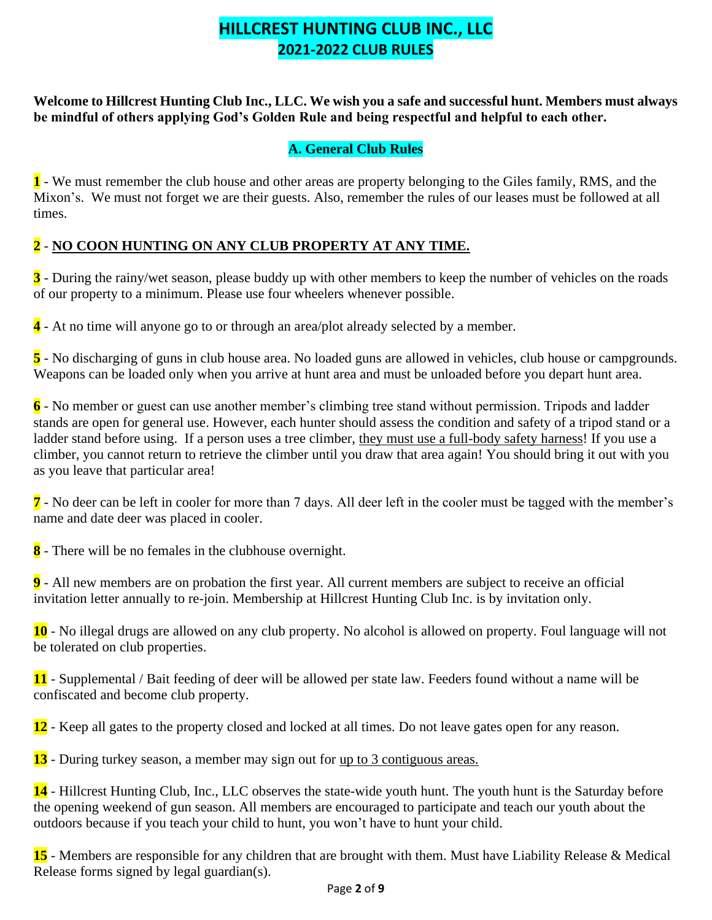# HILLCREST HUNTING CLUB INC., LLC
## 2021-2022 CLUB RULES

**Welcome to Hillcrest Hunting Club Inc., LLC. We wish you a safe and successful hunt. Members must always be mindful of others applying God's Golden Rule and being respectful and helpful to each other.**

### A. General Club Rules

**1** - We must remember the club house and other areas are property belonging to the Giles family, RMS, and the Mixon's. We must not forget we are their guests. Also, remember the rules of our leases must be followed at all times.

**2** - **NO COON HUNTING ON ANY CLUB PROPERTY AT ANY TIME.**

**3** - During the rainy/wet season, please buddy up with other members to keep the number of vehicles on the roads of our property to a minimum. Please use four wheelers whenever possible.

**4** - At no time will anyone go to or through an area/plot already selected by a member.

**5** - No discharging of guns in club house area. No loaded guns are allowed in vehicles, club house or campgrounds. Weapons can be loaded only when you arrive at hunt area and must be unloaded before you depart hunt area.

**6** - No member or guest can use another member's climbing tree stand without permission. Tripods and ladder stands are open for general use. However, each hunter should assess the condition and safety of a tripod stand or a ladder stand before using. If a person uses a tree climber, they must use a full-body safety harness! If you use a climber, you cannot return to retrieve the climber until you draw that area again! You should bring it out with you as you leave that particular area!

**7** - No deer can be left in cooler for more than 7 days. All deer left in the cooler must be tagged with the member's name and date deer was placed in cooler.

**8** - There will be no females in the clubhouse overnight.

**9** - All new members are on probation the first year. All current members are subject to receive an official invitation letter annually to re-join. Membership at Hillcrest Hunting Club Inc. is by invitation only.

**10** - No illegal drugs are allowed on any club property. No alcohol is allowed on property. Foul language will not be tolerated on club properties.

**11** - Supplemental / Bait feeding of deer will be allowed per state law. Feeders found without a name will be confiscated and become club property.

**12** - Keep all gates to the property closed and locked at all times. Do not leave gates open for any reason.

**13** - During turkey season, a member may sign out for up to 3 contiguous areas.

**14** - Hillcrest Hunting Club, Inc., LLC observes the state-wide youth hunt. The youth hunt is the Saturday before the opening weekend of gun season. All members are encouraged to participate and teach our youth about the outdoors because if you teach your child to hunt, you won't have to hunt your child.

**15** - Members are responsible for any children that are brought with them. Must have Liability Release & Medical Release forms signed by legal guardian(s).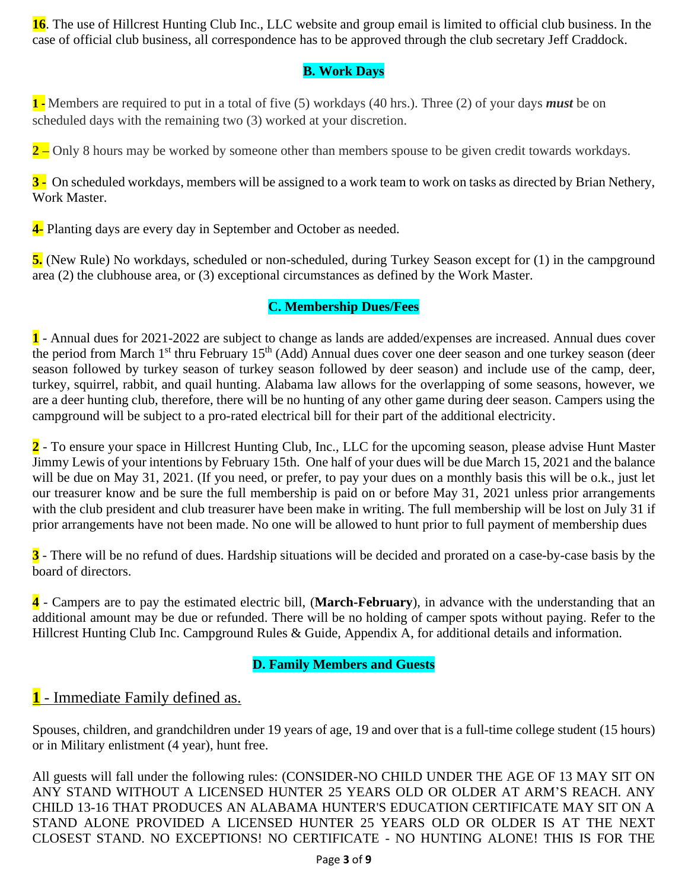**16**. The use of Hillcrest Hunting Club Inc., LLC website and group email is limited to official club business. In the case of official club business, all correspondence has to be approved through the club secretary Jeff Craddock.

## B. Work Days

**1 -** Members are required to put in a total of five (5) workdays (40 hrs.). Three (2) of your days ***must*** be on scheduled days with the remaining two (3) worked at your discretion.

**2 –** Only 8 hours may be worked by someone other than members spouse to be given credit towards workdays.

**3 -** On scheduled workdays, members will be assigned to a work team to work on tasks as directed by Brian Nethery, Work Master.

**4-** Planting days are every day in September and October as needed.

**5.** (New Rule) No workdays, scheduled or non-scheduled, during Turkey Season except for (1) in the campground area (2) the clubhouse area, or (3) exceptional circumstances as defined by the Work Master.

## C. Membership Dues/Fees

**1** - Annual dues for 2021-2022 are subject to change as lands are added/expenses are increased. Annual dues cover the period from March 1st thru February 15th (Add) Annual dues cover one deer season and one turkey season (deer season followed by turkey season of turkey season followed by deer season) and include use of the camp, deer, turkey, squirrel, rabbit, and quail hunting. Alabama law allows for the overlapping of some seasons, however, we are a deer hunting club, therefore, there will be no hunting of any other game during deer season. Campers using the campground will be subject to a pro-rated electrical bill for their part of the additional electricity.

**2** - To ensure your space in Hillcrest Hunting Club, Inc., LLC for the upcoming season, please advise Hunt Master Jimmy Lewis of your intentions by February 15th. One half of your dues will be due March 15, 2021 and the balance will be due on May 31, 2021. (If you need, or prefer, to pay your dues on a monthly basis this will be o.k., just let our treasurer know and be sure the full membership is paid on or before May 31, 2021 unless prior arrangements with the club president and club treasurer have been make in writing. The full membership will be lost on July 31 if prior arrangements have not been made. No one will be allowed to hunt prior to full payment of membership dues

**3** - There will be no refund of dues. Hardship situations will be decided and prorated on a case-by-case basis by the board of directors.

**4** - Campers are to pay the estimated electric bill, (**March-February**), in advance with the understanding that an additional amount may be due or refunded. There will be no holding of camper spots without paying. Refer to the Hillcrest Hunting Club Inc. Campground Rules & Guide, Appendix A, for additional details and information.

## D. Family Members and Guests

**1** - <u>Immediate Family defined as.</u>

Spouses, children, and grandchildren under 19 years of age, 19 and over that is a full-time college student (15 hours) or in Military enlistment (4 year), hunt free.

All guests will fall under the following rules: (CONSIDER-NO CHILD UNDER THE AGE OF 13 MAY SIT ON ANY STAND WITHOUT A LICENSED HUNTER 25 YEARS OLD OR OLDER AT ARM'S REACH. ANY CHILD 13-16 THAT PRODUCES AN ALABAMA HUNTER'S EDUCATION CERTIFICATE MAY SIT ON A STAND ALONE PROVIDED A LICENSED HUNTER 25 YEARS OLD OR OLDER IS AT THE NEXT CLOSEST STAND. NO EXCEPTIONS! NO CERTIFICATE - NO HUNTING ALONE! THIS IS FOR THE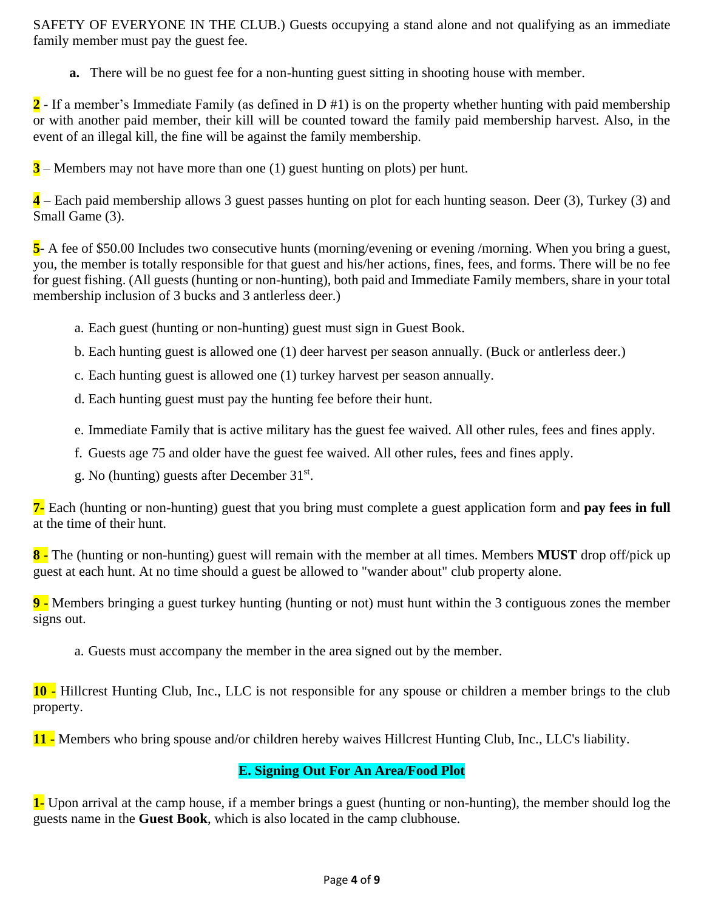SAFETY OF EVERYONE IN THE CLUB.) Guests occupying a stand alone and not qualifying as an immediate family member must pay the guest fee.

**a.** There will be no guest fee for a non-hunting guest sitting in shooting house with member.

**2** - If a member's Immediate Family (as defined in D #1) is on the property whether hunting with paid membership or with another paid member, their kill will be counted toward the family paid membership harvest. Also, in the event of an illegal kill, the fine will be against the family membership.

**3** – Members may not have more than one (1) guest hunting on plots) per hunt.

**4** – Each paid membership allows 3 guest passes hunting on plot for each hunting season. Deer (3), Turkey (3) and Small Game (3).

**5-** A fee of $50.00 Includes two consecutive hunts (morning/evening or evening /morning. When you bring a guest, you, the member is totally responsible for that guest and his/her actions, fines, fees, and forms. There will be no fee for guest fishing. (All guests (hunting or non-hunting), both paid and Immediate Family members, share in your total membership inclusion of 3 bucks and 3 antlerless deer.)

a. Each guest (hunting or non-hunting) guest must sign in Guest Book.

b. Each hunting guest is allowed one (1) deer harvest per season annually. (Buck or antlerless deer.)

c. Each hunting guest is allowed one (1) turkey harvest per season annually.

d. Each hunting guest must pay the hunting fee before their hunt.

e. Immediate Family that is active military has the guest fee waived. All other rules, fees and fines apply.

f. Guests age 75 and older have the guest fee waived. All other rules, fees and fines apply.

g. No (hunting) guests after December 31st.

**7-** Each (hunting or non-hunting) guest that you bring must complete a guest application form and **pay fees in full** at the time of their hunt.

**8 -** The (hunting or non-hunting) guest will remain with the member at all times. Members **MUST** drop off/pick up guest at each hunt. At no time should a guest be allowed to "wander about" club property alone.

**9 -** Members bringing a guest turkey hunting (hunting or not) must hunt within the 3 contiguous zones the member signs out.

a. Guests must accompany the member in the area signed out by the member.

**10 -** Hillcrest Hunting Club, Inc., LLC is not responsible for any spouse or children a member brings to the club property.

**11 -** Members who bring spouse and/or children hereby waives Hillcrest Hunting Club, Inc., LLC's liability.

## E. Signing Out For An Area/Food Plot

**1-** Upon arrival at the camp house, if a member brings a guest (hunting or non-hunting), the member should log the guests name in the **Guest Book**, which is also located in the camp clubhouse.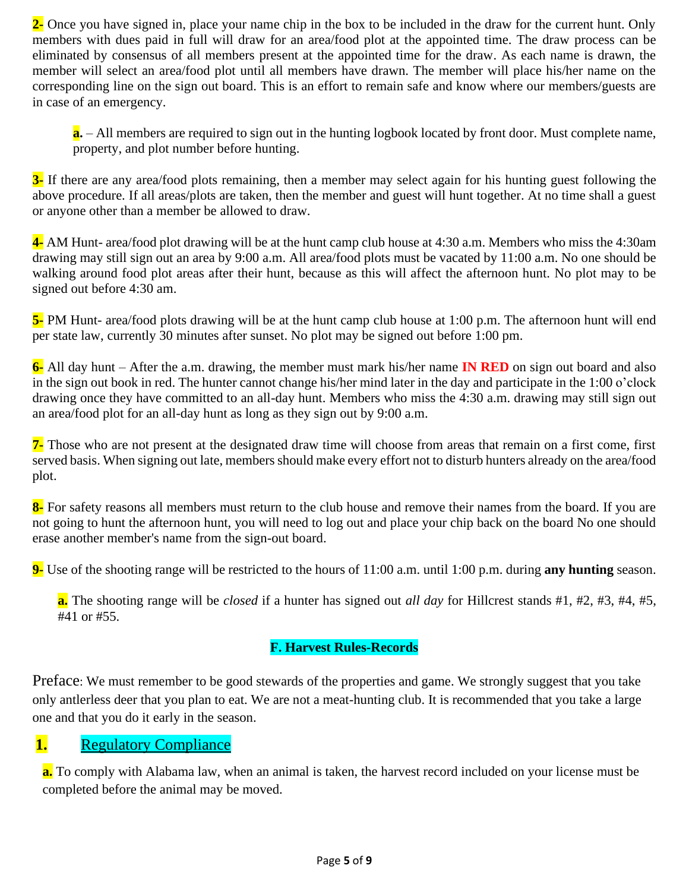**2-** Once you have signed in, place your name chip in the box to be included in the draw for the current hunt. Only members with dues paid in full will draw for an area/food plot at the appointed time. The draw process can be eliminated by consensus of all members present at the appointed time for the draw. As each name is drawn, the member will select an area/food plot until all members have drawn. The member will place his/her name on the corresponding line on the sign out board. This is an effort to remain safe and know where our members/guests are in case of an emergency.

> **a.** – All members are required to sign out in the hunting logbook located by front door. Must complete name, property, and plot number before hunting.

**3-** If there are any area/food plots remaining, then a member may select again for his hunting guest following the above procedure. If all areas/plots are taken, then the member and guest will hunt together. At no time shall a guest or anyone other than a member be allowed to draw.

**4-** AM Hunt- area/food plot drawing will be at the hunt camp club house at 4:30 a.m. Members who miss the 4:30am drawing may still sign out an area by 9:00 a.m. All area/food plots must be vacated by 11:00 a.m. No one should be walking around food plot areas after their hunt, because as this will affect the afternoon hunt. No plot may to be signed out before 4:30 am.

**5-** PM Hunt- area/food plots drawing will be at the hunt camp club house at 1:00 p.m. The afternoon hunt will end per state law, currently 30 minutes after sunset. No plot may be signed out before 1:00 pm.

**6-** All day hunt – After the a.m. drawing, the member must mark his/her name **IN RED** on sign out board and also in the sign out book in red. The hunter cannot change his/her mind later in the day and participate in the 1:00 o'clock drawing once they have committed to an all-day hunt. Members who miss the 4:30 a.m. drawing may still sign out an area/food plot for an all-day hunt as long as they sign out by 9:00 a.m.

**7-** Those who are not present at the designated draw time will choose from areas that remain on a first come, first served basis. When signing out late, members should make every effort not to disturb hunters already on the area/food plot.

**8-** For safety reasons all members must return to the club house and remove their names from the board. If you are not going to hunt the afternoon hunt, you will need to log out and place your chip back on the board No one should erase another member's name from the sign-out board.

**9-** Use of the shooting range will be restricted to the hours of 11:00 a.m. until 1:00 p.m. during **any hunting** season.

> **a.** The shooting range will be *closed* if a hunter has signed out *all day* for Hillcrest stands #1, #2, #3, #4, #5, #41 or #55.

## F. Harvest Rules-Records

Preface: We must remember to be good stewards of the properties and game. We strongly suggest that you take only antlerless deer that you plan to eat. We are not a meat-hunting club. It is recommended that you take a large one and that you do it early in the season.

### 1. Regulatory Compliance

**a.** To comply with Alabama law, when an animal is taken, the harvest record included on your license must be completed before the animal may be moved.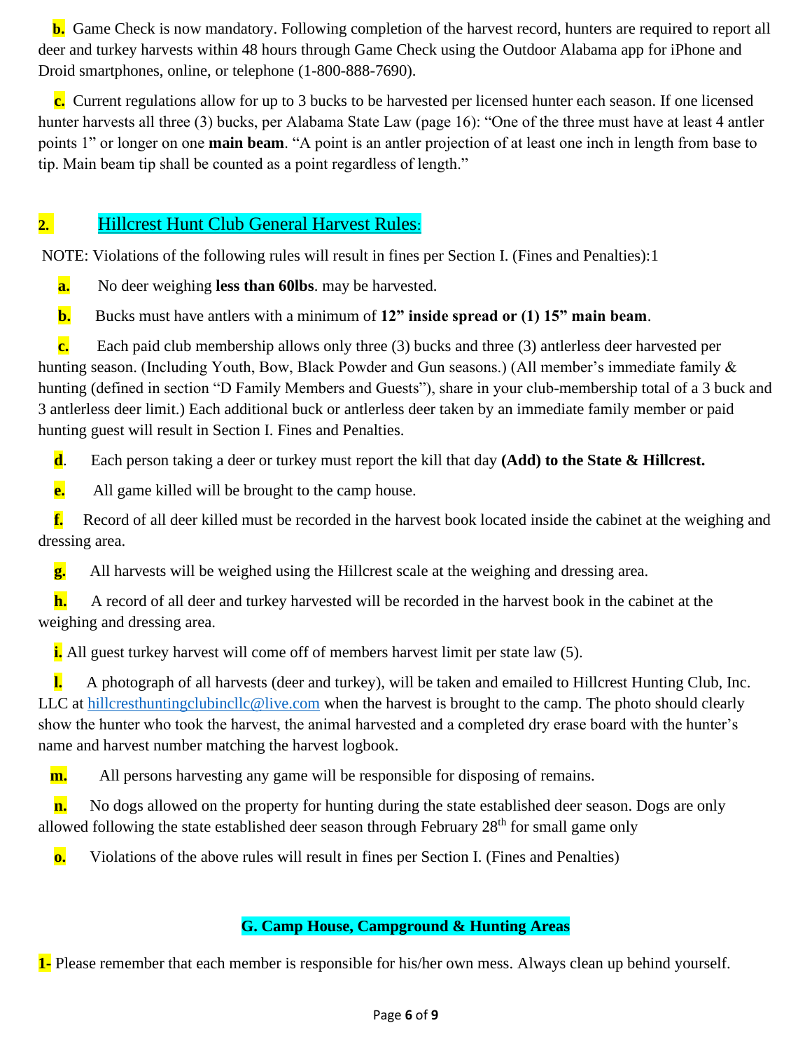**b.** Game Check is now mandatory. Following completion of the harvest record, hunters are required to report all deer and turkey harvests within 48 hours through Game Check using the Outdoor Alabama app for iPhone and Droid smartphones, online, or telephone (1-800-888-7690).

**c.** Current regulations allow for up to 3 bucks to be harvested per licensed hunter each season. If one licensed hunter harvests all three (3) bucks, per Alabama State Law (page 16): "One of the three must have at least 4 antler points 1" or longer on one **main beam**. "A point is an antler projection of at least one inch in length from base to tip. Main beam tip shall be counted as a point regardless of length."

## 2. Hillcrest Hunt Club General Harvest Rules:

NOTE: Violations of the following rules will result in fines per Section I. (Fines and Penalties):1

**a.** No deer weighing **less than 60lbs**. may be harvested.

**b.** Bucks must have antlers with a minimum of **12" inside spread or (1) 15" main beam**.

**c.** Each paid club membership allows only three (3) bucks and three (3) antlerless deer harvested per hunting season. (Including Youth, Bow, Black Powder and Gun seasons.) (All member's immediate family & hunting (defined in section "D Family Members and Guests"), share in your club-membership total of a 3 buck and 3 antlerless deer limit.) Each additional buck or antlerless deer taken by an immediate family member or paid hunting guest will result in Section I. Fines and Penalties.

**d**. Each person taking a deer or turkey must report the kill that day **(Add) to the State & Hillcrest.**

**e.** All game killed will be brought to the camp house.

**f.** Record of all deer killed must be recorded in the harvest book located inside the cabinet at the weighing and dressing area.

**g.** All harvests will be weighed using the Hillcrest scale at the weighing and dressing area.

**h.** A record of all deer and turkey harvested will be recorded in the harvest book in the cabinet at the weighing and dressing area.

**i.** All guest turkey harvest will come off of members harvest limit per state law (5).

**l.** A photograph of all harvests (deer and turkey), will be taken and emailed to Hillcrest Hunting Club, Inc. LLC at hillcresthuntingclubincllc@live.com when the harvest is brought to the camp. The photo should clearly show the hunter who took the harvest, the animal harvested and a completed dry erase board with the hunter's name and harvest number matching the harvest logbook.

**m.** All persons harvesting any game will be responsible for disposing of remains.

**n.** No dogs allowed on the property for hunting during the state established deer season. Dogs are only allowed following the state established deer season through February 28th for small game only

**o.** Violations of the above rules will result in fines per Section I. (Fines and Penalties)

## G. Camp House, Campground & Hunting Areas

**1-** Please remember that each member is responsible for his/her own mess. Always clean up behind yourself.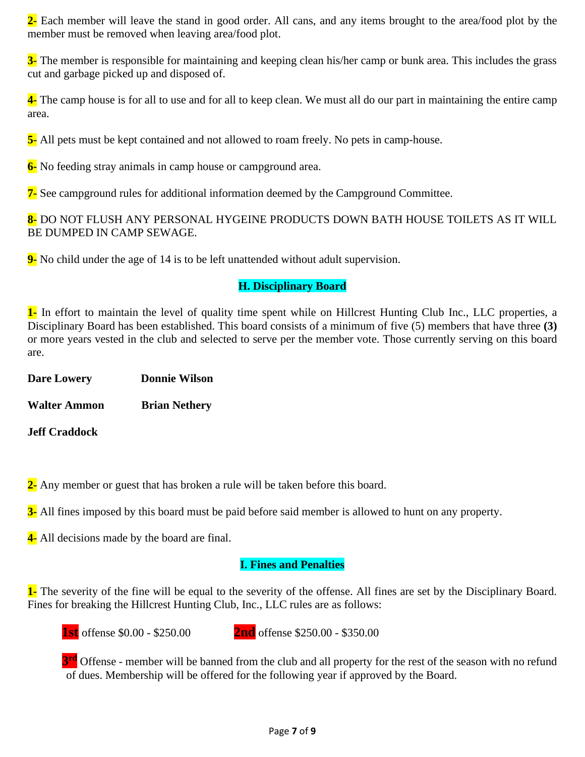**2-** Each member will leave the stand in good order. All cans, and any items brought to the area/food plot by the member must be removed when leaving area/food plot.

**3-** The member is responsible for maintaining and keeping clean his/her camp or bunk area. This includes the grass cut and garbage picked up and disposed of.

**4-** The camp house is for all to use and for all to keep clean. We must all do our part in maintaining the entire camp area.

**5-** All pets must be kept contained and not allowed to roam freely. No pets in camp-house.

**6-** No feeding stray animals in camp house or campground area.

**7-** See campground rules for additional information deemed by the Campground Committee.

**8-** DO NOT FLUSH ANY PERSONAL HYGEINE PRODUCTS DOWN BATH HOUSE TOILETS AS IT WILL BE DUMPED IN CAMP SEWAGE.

**9-** No child under the age of 14 is to be left unattended without adult supervision.

## H. Disciplinary Board

**1-** In effort to maintain the level of quality time spent while on Hillcrest Hunting Club Inc., LLC properties, a Disciplinary Board has been established. This board consists of a minimum of five (5) members that have three **(3)** or more years vested in the club and selected to serve per the member vote. Those currently serving on this board are.

**Dare Lowery** **Donnie Wilson**

**Walter Ammon** **Brian Nethery**

**Jeff Craddock**

**2-** Any member or guest that has broken a rule will be taken before this board.

**3-** All fines imposed by this board must be paid before said member is allowed to hunt on any property.

**4-** All decisions made by the board are final.

## I. Fines and Penalties

**1-** The severity of the fine will be equal to the severity of the offense. All fines are set by the Disciplinary Board. Fines for breaking the Hillcrest Hunting Club, Inc., LLC rules are as follows:

**1st** offense $0.00 - $250.00 **2nd** offense $250.00 - $350.00

**3rd** Offense - member will be banned from the club and all property for the rest of the season with no refund of dues. Membership will be offered for the following year if approved by the Board.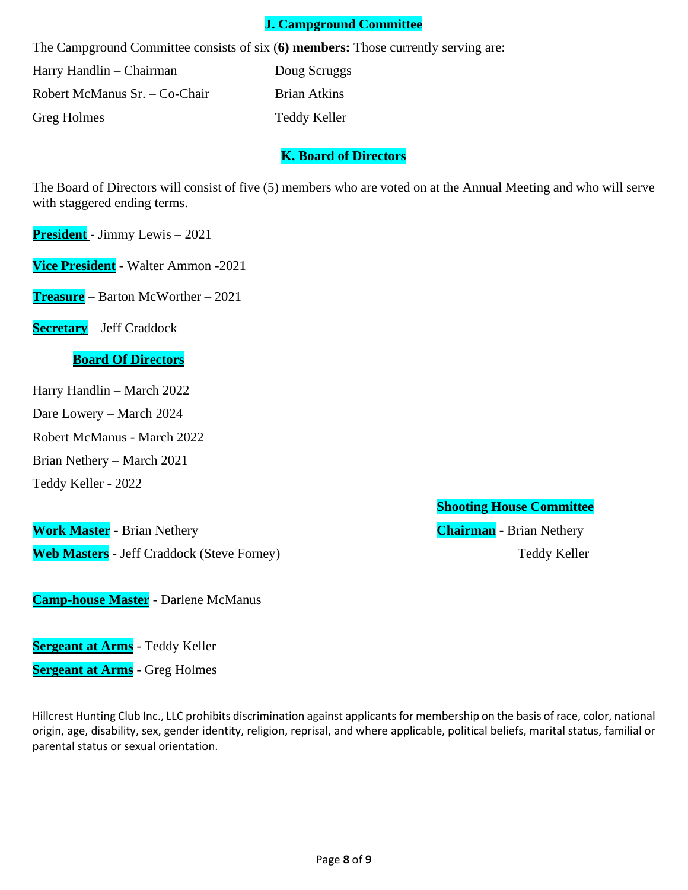## J. Campground Committee

The Campground Committee consists of six (**6) members:** Those currently serving are:

| | |
|---|---|
| Harry Handlin – Chairman | Doug Scruggs |
| Robert McManus Sr. – Co-Chair | Brian Atkins |
| Greg Holmes | Teddy Keller |

## K. Board of Directors

The Board of Directors will consist of five (5) members who are voted on at the Annual Meeting and who will serve with staggered ending terms.

**President** - Jimmy Lewis – 2021

**Vice President** - Walter Ammon -2021

**Treasure** – Barton McWorther – 2021

**Secretary** – Jeff Craddock

**Board Of Directors**

Harry Handlin – March 2022

Dare Lowery – March 2024

Robert McManus - March 2022

Brian Nethery – March 2021

Teddy Keller - 2022

**Work Master** - Brian Nethery

**Web Masters** - Jeff Craddock (Steve Forney)

**Camp-house Master** - Darlene McManus

**Sergeant at Arms** - Teddy Keller

**Sergeant at Arms** - Greg Holmes

**Shooting House Committee**

**Chairman** - Brian Nethery

Teddy Keller

Hillcrest Hunting Club Inc., LLC prohibits discrimination against applicants for membership on the basis of race, color, national origin, age, disability, sex, gender identity, religion, reprisal, and where applicable, political beliefs, marital status, familial or parental status or sexual orientation.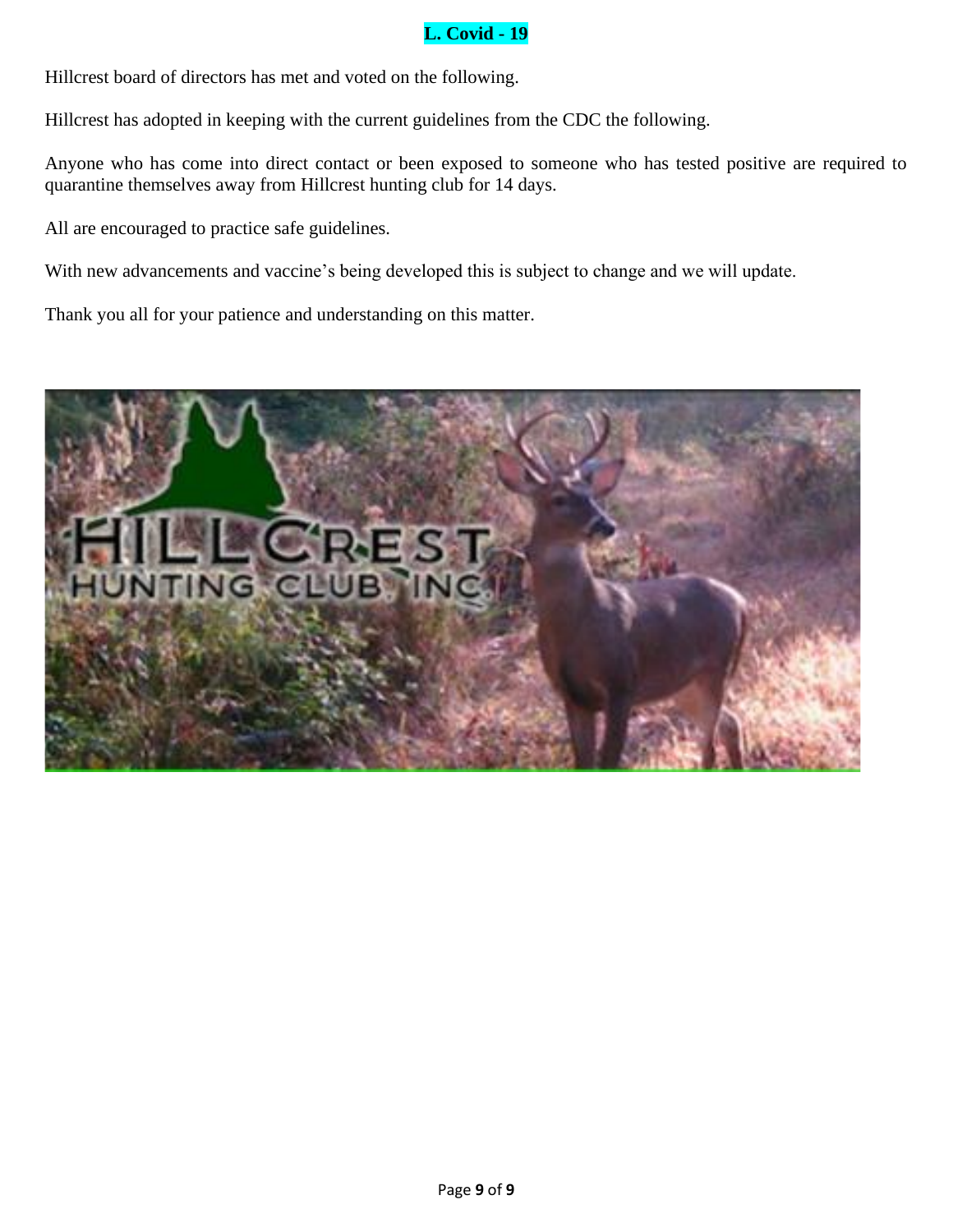## L. Covid - 19

Hillcrest board of directors has met and voted on the following.

Hillcrest has adopted in keeping with the current guidelines from the CDC the following.

Anyone who has come into direct contact or been exposed to someone who has tested positive are required to quarantine themselves away from Hillcrest hunting club for 14 days.

All are encouraged to practice safe guidelines.

With new advancements and vaccine's being developed this is subject to change and we will update.

Thank you all for your patience and understanding on this matter.